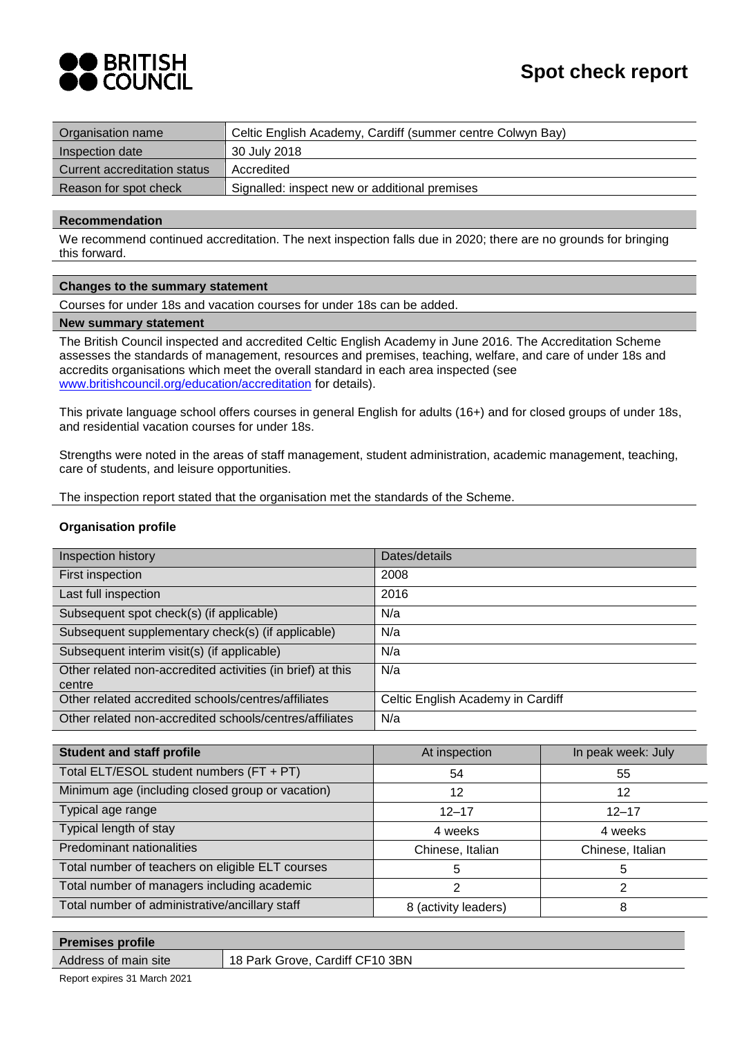# Spot check report

| Organisation name | Celtic English Academy, Cardiff (summer centre Colwyn Bay) |
|---|---|
| Inspection date | 30 July 2018 |
| Current accreditation status | Accredited |
| Reason for spot check | Signalled: inspect new or additional premises |

**Recommendation**

We recommend continued accreditation. The next inspection falls due in 2020; there are no grounds for bringing this forward.

**Changes to the summary statement**

Courses for under 18s and vacation courses for under 18s can be added.

**New summary statement**

The British Council inspected and accredited Celtic English Academy in June 2016. The Accreditation Scheme assesses the standards of management, resources and premises, teaching, welfare, and care of under 18s and accredits organisations which meet the overall standard in each area inspected (see www.britishcouncil.org/education/accreditation for details).

This private language school offers courses in general English for adults (16+) and for closed groups of under 18s, and residential vacation courses for under 18s.

Strengths were noted in the areas of staff management, student administration, academic management, teaching, care of students, and leisure opportunities.

The inspection report stated that the organisation met the standards of the Scheme.

**Organisation profile**

| Inspection history | Dates/details |
|---|---|
| First inspection | 2008 |
| Last full inspection | 2016 |
| Subsequent spot check(s) (if applicable) | N/a |
| Subsequent supplementary check(s) (if applicable) | N/a |
| Subsequent interim visit(s) (if applicable) | N/a |
| Other related non-accredited activities (in brief) at this centre | N/a |
| Other related accredited schools/centres/affiliates | Celtic English Academy in Cardiff |
| Other related non-accredited schools/centres/affiliates | N/a |

| Student and staff profile | At inspection | In peak week: July |
|---|---|---|
| Total ELT/ESOL student numbers (FT + PT) | 54 | 55 |
| Minimum age (including closed group or vacation) | 12 | 12 |
| Typical age range | 12–17 | 12–17 |
| Typical length of stay | 4 weeks | 4 weeks |
| Predominant nationalities | Chinese, Italian | Chinese, Italian |
| Total number of teachers on eligible ELT courses | 5 | 5 |
| Total number of managers including academic | 2 | 2 |
| Total number of administrative/ancillary staff | 8 (activity leaders) | 8 |

| Premises profile | |
|---|---|
| Address of main site | 18 Park Grove, Cardiff CF10 3BN |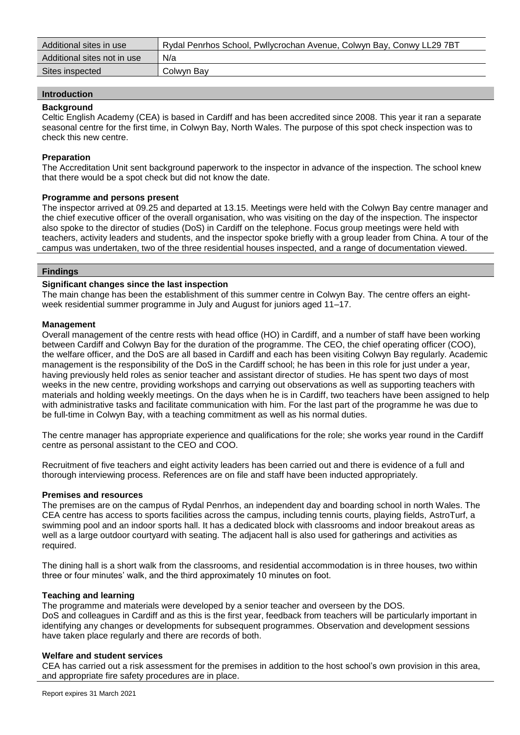| Additional sites in use | Rydal Penrhos School, Pwllycrochan Avenue, Colwyn Bay, Conwy LL29 7BT |
| --- | --- |
| Additional sites not in use | N/a |
| Sites inspected | Colwyn Bay |

## Introduction

### Background

Celtic English Academy (CEA) is based in Cardiff and has been accredited since 2008. This year it ran a separate seasonal centre for the first time, in Colwyn Bay, North Wales. The purpose of this spot check inspection was to check this new centre.

### Preparation

The Accreditation Unit sent background paperwork to the inspector in advance of the inspection. The school knew that there would be a spot check but did not know the date.

### Programme and persons present

The inspector arrived at 09.25 and departed at 13.15. Meetings were held with the Colwyn Bay centre manager and the chief executive officer of the overall organisation, who was visiting on the day of the inspection. The inspector also spoke to the director of studies (DoS) in Cardiff on the telephone. Focus group meetings were held with teachers, activity leaders and students, and the inspector spoke briefly with a group leader from China. A tour of the campus was undertaken, two of the three residential houses inspected, and a range of documentation viewed.

## Findings

### Significant changes since the last inspection

The main change has been the establishment of this summer centre in Colwyn Bay. The centre offers an eight-week residential summer programme in July and August for juniors aged 11–17.

### Management

Overall management of the centre rests with head office (HO) in Cardiff, and a number of staff have been working between Cardiff and Colwyn Bay for the duration of the programme. The CEO, the chief operating officer (COO), the welfare officer, and the DoS are all based in Cardiff and each has been visiting Colwyn Bay regularly. Academic management is the responsibility of the DoS in the Cardiff school; he has been in this role for just under a year, having previously held roles as senior teacher and assistant director of studies. He has spent two days of most weeks in the new centre, providing workshops and carrying out observations as well as supporting teachers with materials and holding weekly meetings. On the days when he is in Cardiff, two teachers have been assigned to help with administrative tasks and facilitate communication with him. For the last part of the programme he was due to be full-time in Colwyn Bay, with a teaching commitment as well as his normal duties.

The centre manager has appropriate experience and qualifications for the role; she works year round in the Cardiff centre as personal assistant to the CEO and COO.

Recruitment of five teachers and eight activity leaders has been carried out and there is evidence of a full and thorough interviewing process. References are on file and staff have been inducted appropriately.

### Premises and resources

The premises are on the campus of Rydal Penrhos, an independent day and boarding school in north Wales. The CEA centre has access to sports facilities across the campus, including tennis courts, playing fields, AstroTurf, a swimming pool and an indoor sports hall. It has a dedicated block with classrooms and indoor breakout areas as well as a large outdoor courtyard with seating. The adjacent hall is also used for gatherings and activities as required.

The dining hall is a short walk from the classrooms, and residential accommodation is in three houses, two within three or four minutes' walk, and the third approximately 10 minutes on foot.

### Teaching and learning

The programme and materials were developed by a senior teacher and overseen by the DOS.
DoS and colleagues in Cardiff and as this is the first year, feedback from teachers will be particularly important in identifying any changes or developments for subsequent programmes. Observation and development sessions have taken place regularly and there are records of both.

### Welfare and student services

CEA has carried out a risk assessment for the premises in addition to the host school's own provision in this area, and appropriate fire safety procedures are in place.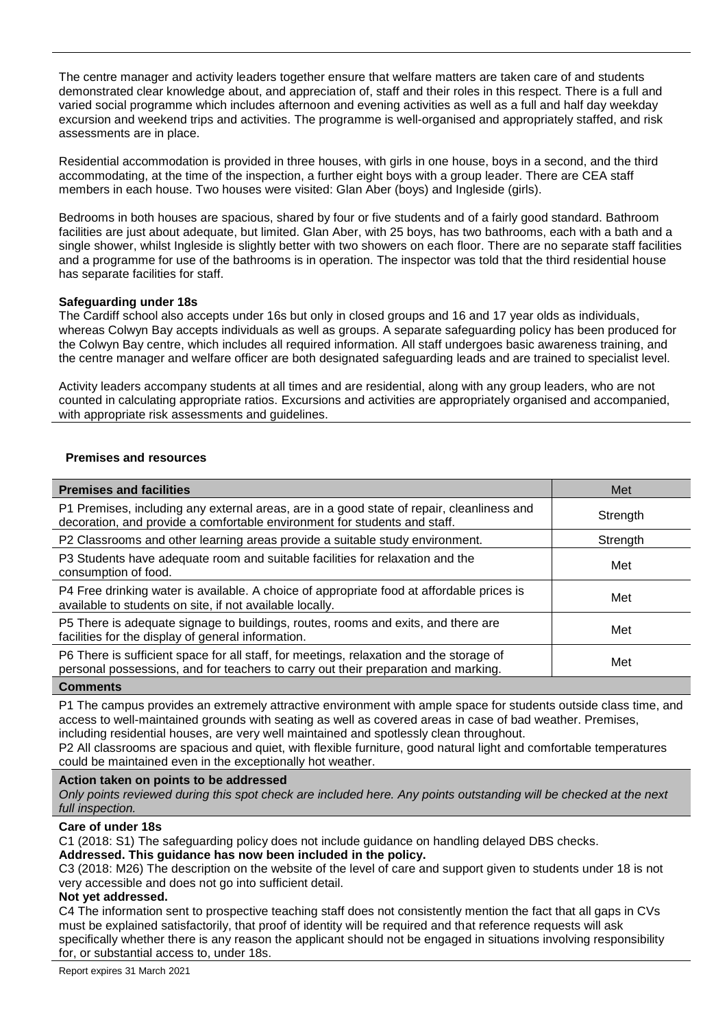The centre manager and activity leaders together ensure that welfare matters are taken care of and students demonstrated clear knowledge about, and appreciation of, staff and their roles in this respect. There is a full and varied social programme which includes afternoon and evening activities as well as a full and half day weekday excursion and weekend trips and activities. The programme is well-organised and appropriately staffed, and risk assessments are in place.

Residential accommodation is provided in three houses, with girls in one house, boys in a second, and the third accommodating, at the time of the inspection, a further eight boys with a group leader. There are CEA staff members in each house. Two houses were visited: Glan Aber (boys) and Ingleside (girls).

Bedrooms in both houses are spacious, shared by four or five students and of a fairly good standard. Bathroom facilities are just about adequate, but limited. Glan Aber, with 25 boys, has two bathrooms, each with a bath and a single shower, whilst Ingleside is slightly better with two showers on each floor. There are no separate staff facilities and a programme for use of the bathrooms is in operation. The inspector was told that the third residential house has separate facilities for staff.

**Safeguarding under 18s**

The Cardiff school also accepts under 16s but only in closed groups and 16 and 17 year olds as individuals, whereas Colwyn Bay accepts individuals as well as groups. A separate safeguarding policy has been produced for the Colwyn Bay centre, which includes all required information. All staff undergoes basic awareness training, and the centre manager and welfare officer are both designated safeguarding leads and are trained to specialist level.

Activity leaders accompany students at all times and are residential, along with any group leaders, who are not counted in calculating appropriate ratios. Excursions and activities are appropriately organised and accompanied, with appropriate risk assessments and guidelines.

### Premises and resources

| **Premises and facilities** | Met |
|---|---|
| P1 Premises, including any external areas, are in a good state of repair, cleanliness and decoration, and provide a comfortable environment for students and staff. | Strength |
| P2 Classrooms and other learning areas provide a suitable study environment. | Strength |
| P3 Students have adequate room and suitable facilities for relaxation and the consumption of food. | Met |
| P4 Free drinking water is available. A choice of appropriate food at affordable prices is available to students on site, if not available locally. | Met |
| P5 There is adequate signage to buildings, routes, rooms and exits, and there are facilities for the display of general information. | Met |
| P6 There is sufficient space for all staff, for meetings, relaxation and the storage of personal possessions, and for teachers to carry out their preparation and marking. | Met |

**Comments**

P1 The campus provides an extremely attractive environment with ample space for students outside class time, and access to well-maintained grounds with seating as well as covered areas in case of bad weather. Premises, including residential houses, are very well maintained and spotlessly clean throughout.
P2 All classrooms are spacious and quiet, with flexible furniture, good natural light and comfortable temperatures could be maintained even in the exceptionally hot weather.

**Action taken on points to be addressed**

*Only points reviewed during this spot check are included here. Any points outstanding will be checked at the next full inspection.*

**Care of under 18s**

C1 (2018: S1) The safeguarding policy does not include guidance on handling delayed DBS checks.
**Addressed. This guidance has now been included in the policy.**
C3 (2018: M26) The description on the website of the level of care and support given to students under 18 is not very accessible and does not go into sufficient detail.
**Not yet addressed.**
C4 The information sent to prospective teaching staff does not consistently mention the fact that all gaps in CVs must be explained satisfactorily, that proof of identity will be required and that reference requests will ask specifically whether there is any reason the applicant should not be engaged in situations involving responsibility for, or substantial access to, under 18s.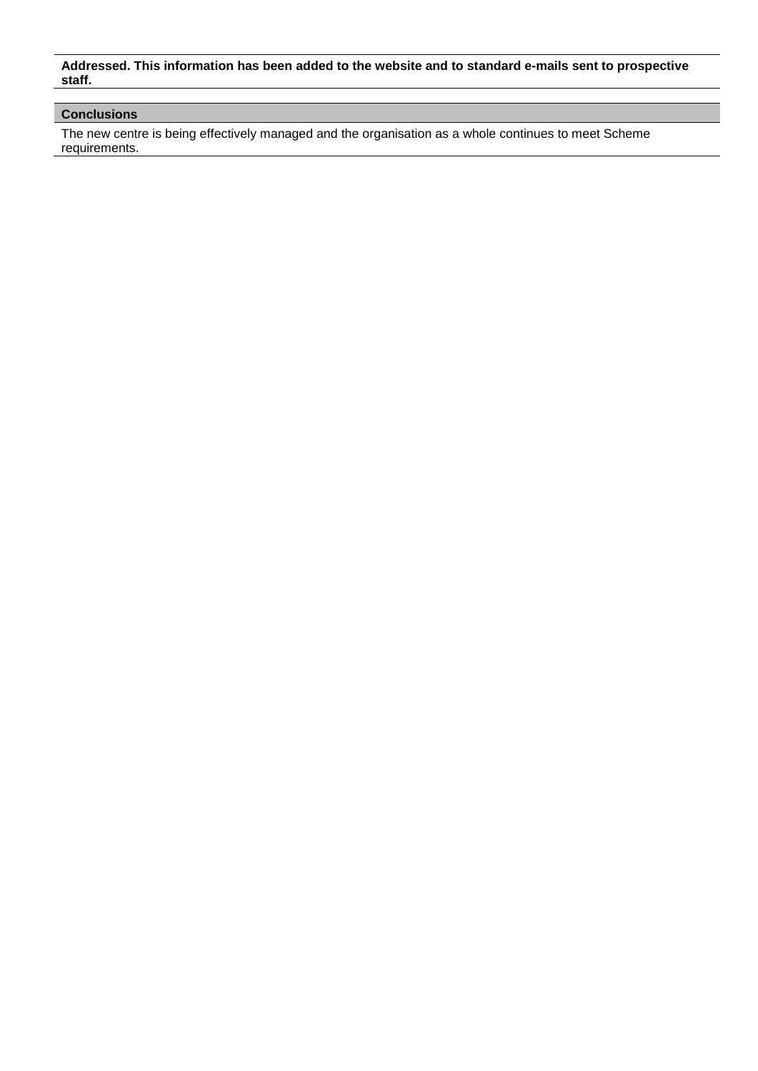**Addressed. This information has been added to the website and to standard e-mails sent to prospective staff.**

## Conclusions

The new centre is being effectively managed and the organisation as a whole continues to meet Scheme requirements.